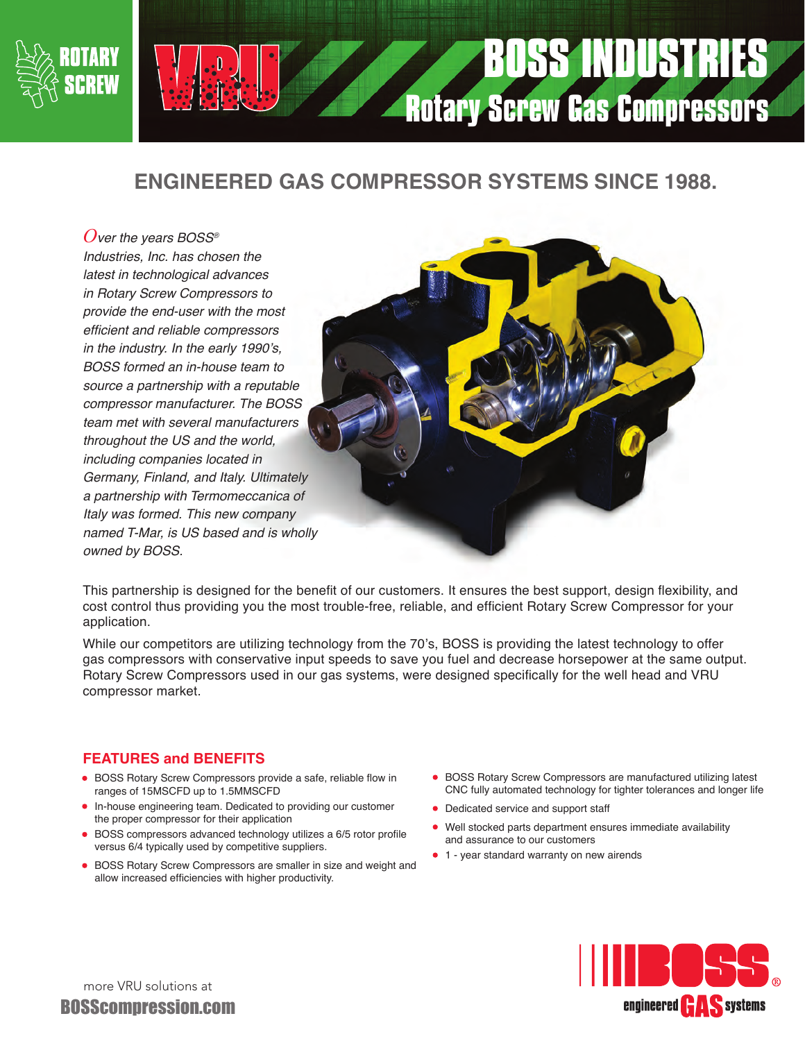ROTARY SCREW

VRU

# BOSS INDUSTRIES
## Rotary Screw Gas Compressors

## ENGINEERED GAS COMPRESSOR SYSTEMS SINCE 1988.

*Over the years BOSS® Industries, Inc. has chosen the latest in technological advances in Rotary Screw Compressors to provide the end-user with the most efficient and reliable compressors in the industry. In the early 1990's, BOSS formed an in-house team to source a partnership with a reputable compressor manufacturer. The BOSS team met with several manufacturers throughout the US and the world, including companies located in Germany, Finland, and Italy. Ultimately a partnership with Termomeccanica of Italy was formed. This new company named T-Mar, is US based and is wholly owned by BOSS.*

This partnership is designed for the benefit of our customers. It ensures the best support, design flexibility, and cost control thus providing you the most trouble-free, reliable, and efficient Rotary Screw Compressor for your application.

While our competitors are utilizing technology from the 70's, BOSS is providing the latest technology to offer gas compressors with conservative input speeds to save you fuel and decrease horsepower at the same output. Rotary Screw Compressors used in our gas systems, were designed specifically for the well head and VRU compressor market.

### FEATURES and BENEFITS

- BOSS Rotary Screw Compressors provide a safe, reliable flow in ranges of 15MSCFD up to 1.5MMSCFD
- In-house engineering team. Dedicated to providing our customer the proper compressor for their application
- BOSS compressors advanced technology utilizes a 6/5 rotor profile versus 6/4 typically used by competitive suppliers.
- BOSS Rotary Screw Compressors are smaller in size and weight and allow increased efficiencies with higher productivity.
- BOSS Rotary Screw Compressors are manufactured utilizing latest CNC fully automated technology for tighter tolerances and longer life
- Dedicated service and support staff
- Well stocked parts department ensures immediate availability and assurance to our customers
- 1 - year standard warranty on new airends

more VRU solutions at
**BOSScompression.com**

BOSS® engineered GAS systems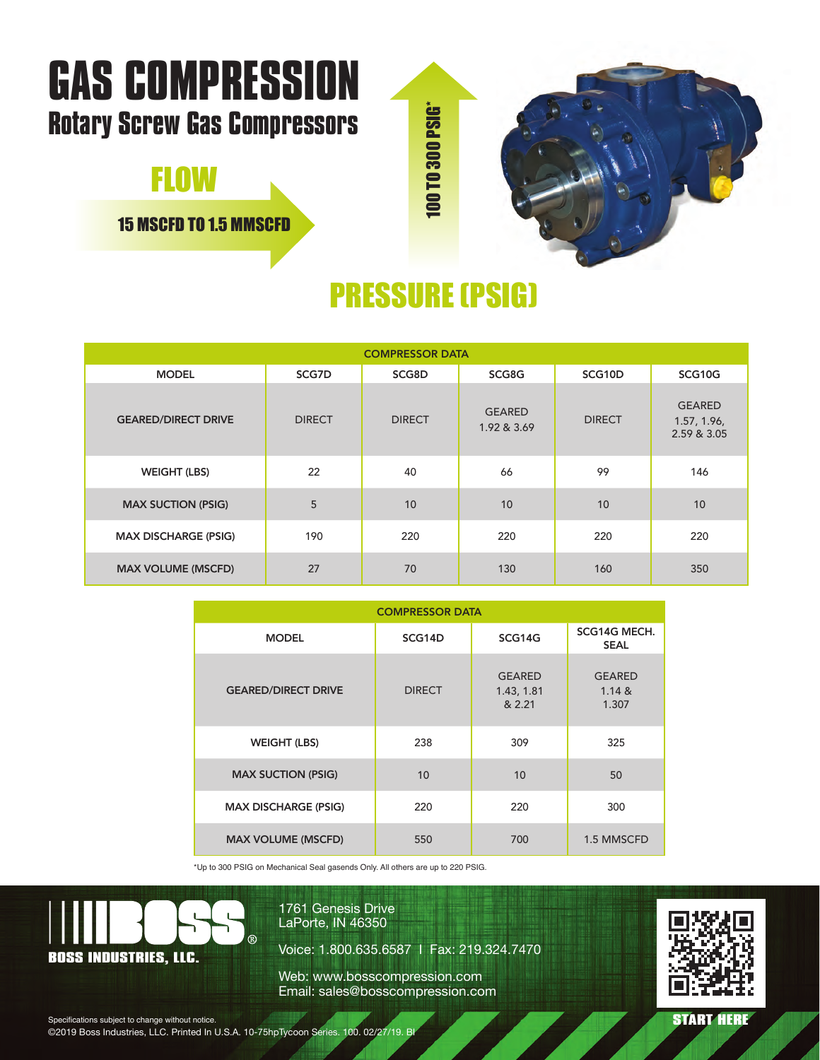# GAS COMPRESSION

## Rotary Screw Gas Compressors

**FLOW**

**15 MSCFD TO 1.5 MMSCFD**

**100 TO 300 PSIG***

**PRESSURE (PSIG)**

| COMPRESSOR DATA | | | | | |
|---|---|---|---|---|---|
| MODEL | SCG7D | SCG8D | SCG8G | SCG10D | SCG10G |
| GEARED/DIRECT DRIVE | DIRECT | DIRECT | GEARED 1.92 & 3.69 | DIRECT | GEARED 1.57, 1.96, 2.59 & 3.05 |
| WEIGHT (LBS) | 22 | 40 | 66 | 99 | 146 |
| MAX SUCTION (PSIG) | 5 | 10 | 10 | 10 | 10 |
| MAX DISCHARGE (PSIG) | 190 | 220 | 220 | 220 | 220 |
| MAX VOLUME (MSCFD) | 27 | 70 | 130 | 160 | 350 |

| COMPRESSOR DATA | | | |
|---|---|---|---|
| MODEL | SCG14D | SCG14G | SCG14G MECH. SEAL |
| GEARED/DIRECT DRIVE | DIRECT | GEARED 1.43, 1.81 & 2.21 | GEARED 1.14 & 1.307 |
| WEIGHT (LBS) | 238 | 309 | 325 |
| MAX SUCTION (PSIG) | 10 | 10 | 50 |
| MAX DISCHARGE (PSIG) | 220 | 220 | 300 |
| MAX VOLUME (MSCFD) | 550 | 700 | 1.5 MMSCFD |

*Up to 300 PSIG on Mechanical Seal gasends Only. All others are up to 220 PSIG.

**BOSS INDUSTRIES, LLC.**

1761 Genesis Drive
LaPorte, IN 46350

Voice: 1.800.635.6587 | Fax: 219.324.7470

Web: www.bosscompression.com
Email: sales@bosscompression.com

**START HERE**

Specifications subject to change without notice.
©2019 Boss Industries, LLC. Printed In U.S.A. 10-75hpTycoon Series. 100. 02/27/19. BI